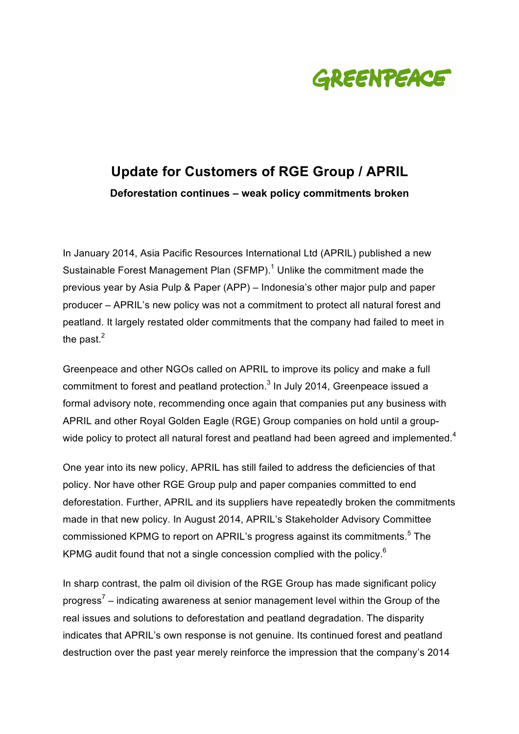GREENPEACE

# Update for Customers of RGE Group / APRIL

**Deforestation continues – weak policy commitments broken**

In January 2014, Asia Pacific Resources International Ltd (APRIL) published a new Sustainable Forest Management Plan (SFMP).[1] Unlike the commitment made the previous year by Asia Pulp & Paper (APP) – Indonesia's other major pulp and paper producer – APRIL's new policy was not a commitment to protect all natural forest and peatland. It largely restated older commitments that the company had failed to meet in the past.[2]

Greenpeace and other NGOs called on APRIL to improve its policy and make a full commitment to forest and peatland protection.[3] In July 2014, Greenpeace issued a formal advisory note, recommending once again that companies put any business with APRIL and other Royal Golden Eagle (RGE) Group companies on hold until a group-wide policy to protect all natural forest and peatland had been agreed and implemented.[4]

One year into its new policy, APRIL has still failed to address the deficiencies of that policy. Nor have other RGE Group pulp and paper companies committed to end deforestation. Further, APRIL and its suppliers have repeatedly broken the commitments made in that new policy. In August 2014, APRIL's Stakeholder Advisory Committee commissioned KPMG to report on APRIL's progress against its commitments.[5] The KPMG audit found that not a single concession complied with the policy.[6]

In sharp contrast, the palm oil division of the RGE Group has made significant policy progress[7] – indicating awareness at senior management level within the Group of the real issues and solutions to deforestation and peatland degradation. The disparity indicates that APRIL's own response is not genuine. Its continued forest and peatland destruction over the past year merely reinforce the impression that the company's 2014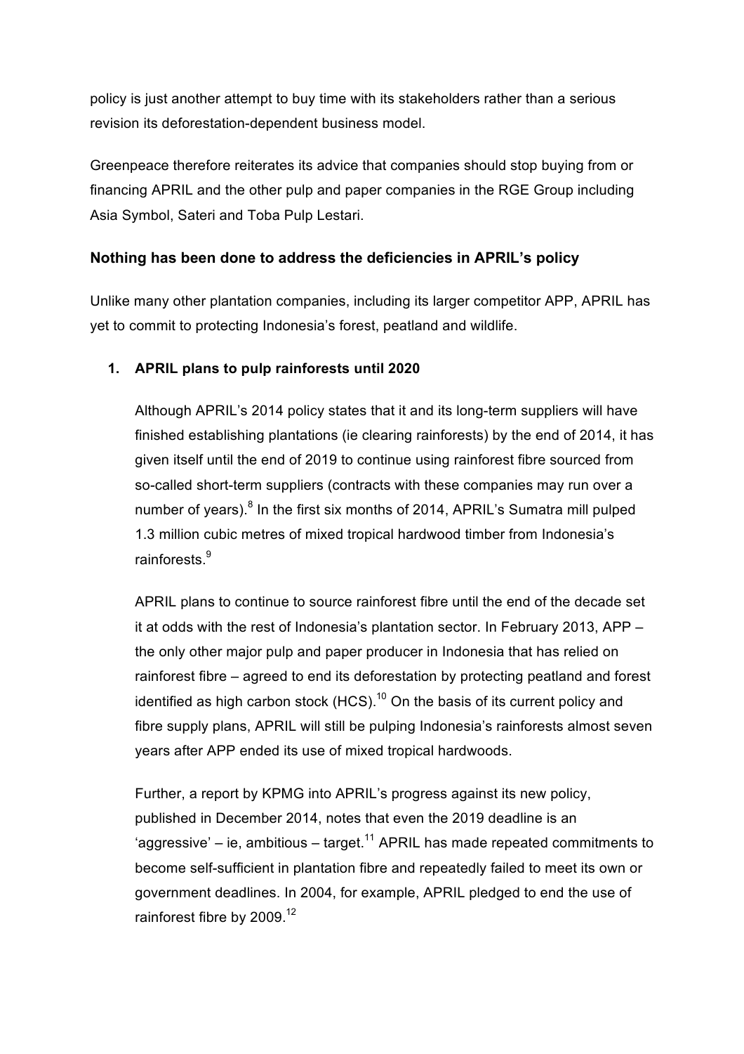policy is just another attempt to buy time with its stakeholders rather than a serious revision its deforestation-dependent business model.

Greenpeace therefore reiterates its advice that companies should stop buying from or financing APRIL and the other pulp and paper companies in the RGE Group including Asia Symbol, Sateri and Toba Pulp Lestari.

## Nothing has been done to address the deficiencies in APRIL's policy

Unlike many other plantation companies, including its larger competitor APP, APRIL has yet to commit to protecting Indonesia's forest, peatland and wildlife.

### 1. APRIL plans to pulp rainforests until 2020

Although APRIL's 2014 policy states that it and its long-term suppliers will have finished establishing plantations (ie clearing rainforests) by the end of 2014, it has given itself until the end of 2019 to continue using rainforest fibre sourced from so-called short-term suppliers (contracts with these companies may run over a number of years).[8] In the first six months of 2014, APRIL's Sumatra mill pulped 1.3 million cubic metres of mixed tropical hardwood timber from Indonesia's rainforests.[9]

APRIL plans to continue to source rainforest fibre until the end of the decade set it at odds with the rest of Indonesia's plantation sector. In February 2013, APP – the only other major pulp and paper producer in Indonesia that has relied on rainforest fibre – agreed to end its deforestation by protecting peatland and forest identified as high carbon stock (HCS).[10] On the basis of its current policy and fibre supply plans, APRIL will still be pulping Indonesia's rainforests almost seven years after APP ended its use of mixed tropical hardwoods.

Further, a report by KPMG into APRIL's progress against its new policy, published in December 2014, notes that even the 2019 deadline is an 'aggressive' – ie, ambitious – target.[11] APRIL has made repeated commitments to become self-sufficient in plantation fibre and repeatedly failed to meet its own or government deadlines. In 2004, for example, APRIL pledged to end the use of rainforest fibre by 2009.[12]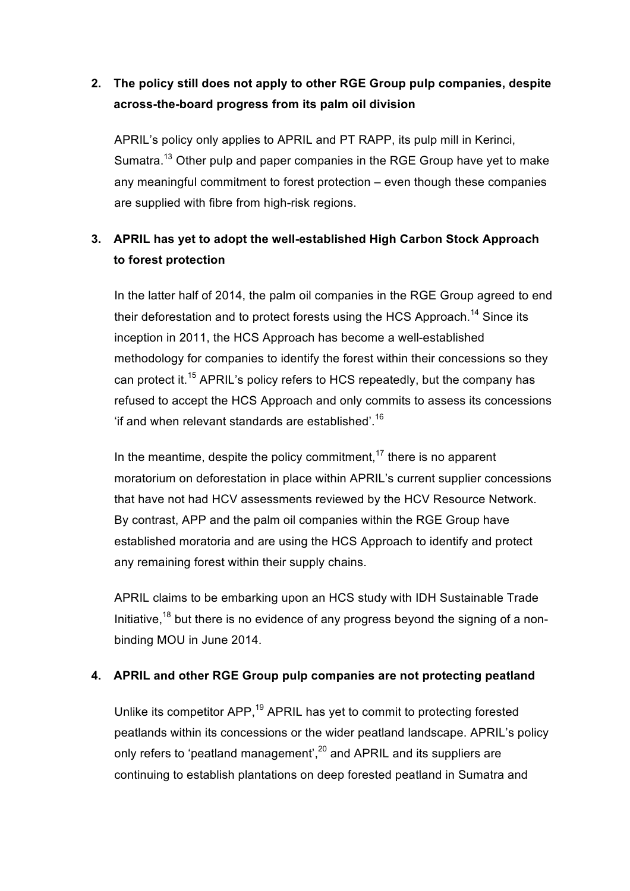**2. The policy still does not apply to other RGE Group pulp companies, despite across-the-board progress from its palm oil division**

APRIL's policy only applies to APRIL and PT RAPP, its pulp mill in Kerinci, Sumatra.[13] Other pulp and paper companies in the RGE Group have yet to make any meaningful commitment to forest protection – even though these companies are supplied with fibre from high-risk regions.

**3. APRIL has yet to adopt the well-established High Carbon Stock Approach to forest protection**

In the latter half of 2014, the palm oil companies in the RGE Group agreed to end their deforestation and to protect forests using the HCS Approach.[14] Since its inception in 2011, the HCS Approach has become a well-established methodology for companies to identify the forest within their concessions so they can protect it.[15] APRIL's policy refers to HCS repeatedly, but the company has refused to accept the HCS Approach and only commits to assess its concessions 'if and when relevant standards are established'.[16]

In the meantime, despite the policy commitment,[17] there is no apparent moratorium on deforestation in place within APRIL's current supplier concessions that have not had HCV assessments reviewed by the HCV Resource Network. By contrast, APP and the palm oil companies within the RGE Group have established moratoria and are using the HCS Approach to identify and protect any remaining forest within their supply chains.

APRIL claims to be embarking upon an HCS study with IDH Sustainable Trade Initiative,[18] but there is no evidence of any progress beyond the signing of a non-binding MOU in June 2014.

**4. APRIL and other RGE Group pulp companies are not protecting peatland**

Unlike its competitor APP,[19] APRIL has yet to commit to protecting forested peatlands within its concessions or the wider peatland landscape. APRIL's policy only refers to 'peatland management',[20] and APRIL and its suppliers are continuing to establish plantations on deep forested peatland in Sumatra and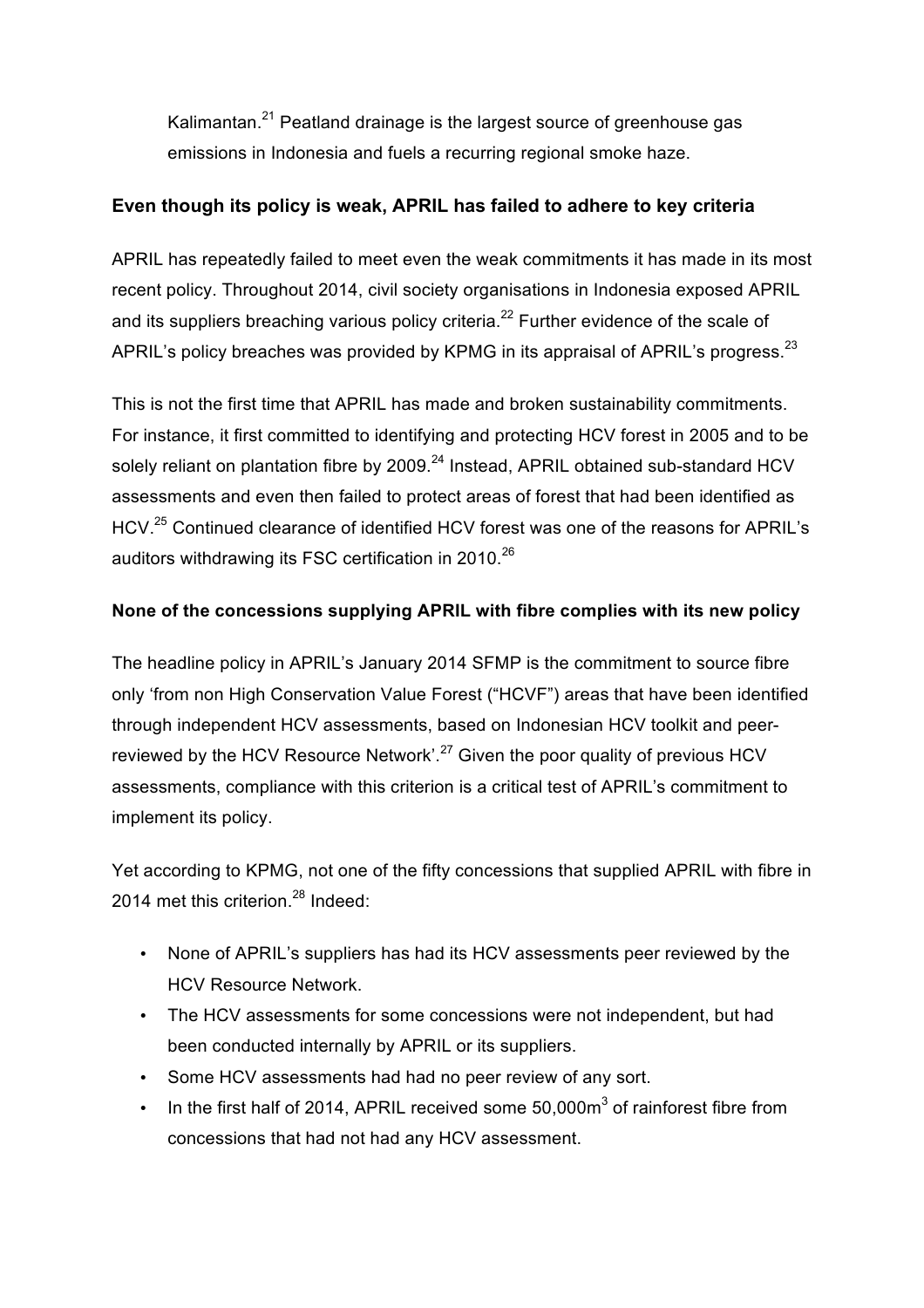Kalimantan.[21] Peatland drainage is the largest source of greenhouse gas emissions in Indonesia and fuels a recurring regional smoke haze.

**Even though its policy is weak, APRIL has failed to adhere to key criteria**

APRIL has repeatedly failed to meet even the weak commitments it has made in its most recent policy. Throughout 2014, civil society organisations in Indonesia exposed APRIL and its suppliers breaching various policy criteria.[22] Further evidence of the scale of APRIL's policy breaches was provided by KPMG in its appraisal of APRIL's progress.[23]

This is not the first time that APRIL has made and broken sustainability commitments. For instance, it first committed to identifying and protecting HCV forest in 2005 and to be solely reliant on plantation fibre by 2009.[24] Instead, APRIL obtained sub-standard HCV assessments and even then failed to protect areas of forest that had been identified as HCV.[25] Continued clearance of identified HCV forest was one of the reasons for APRIL's auditors withdrawing its FSC certification in 2010.[26]

**None of the concessions supplying APRIL with fibre complies with its new policy**

The headline policy in APRIL's January 2014 SFMP is the commitment to source fibre only 'from non High Conservation Value Forest ("HCVF") areas that have been identified through independent HCV assessments, based on Indonesian HCV toolkit and peer-reviewed by the HCV Resource Network'.[27] Given the poor quality of previous HCV assessments, compliance with this criterion is a critical test of APRIL's commitment to implement its policy.

Yet according to KPMG, not one of the fifty concessions that supplied APRIL with fibre in 2014 met this criterion.[28] Indeed:

- None of APRIL's suppliers has had its HCV assessments peer reviewed by the HCV Resource Network.
- The HCV assessments for some concessions were not independent, but had been conducted internally by APRIL or its suppliers.
- Some HCV assessments had had no peer review of any sort.
- In the first half of 2014, APRIL received some 50,000m$^3$ of rainforest fibre from concessions that had not had any HCV assessment.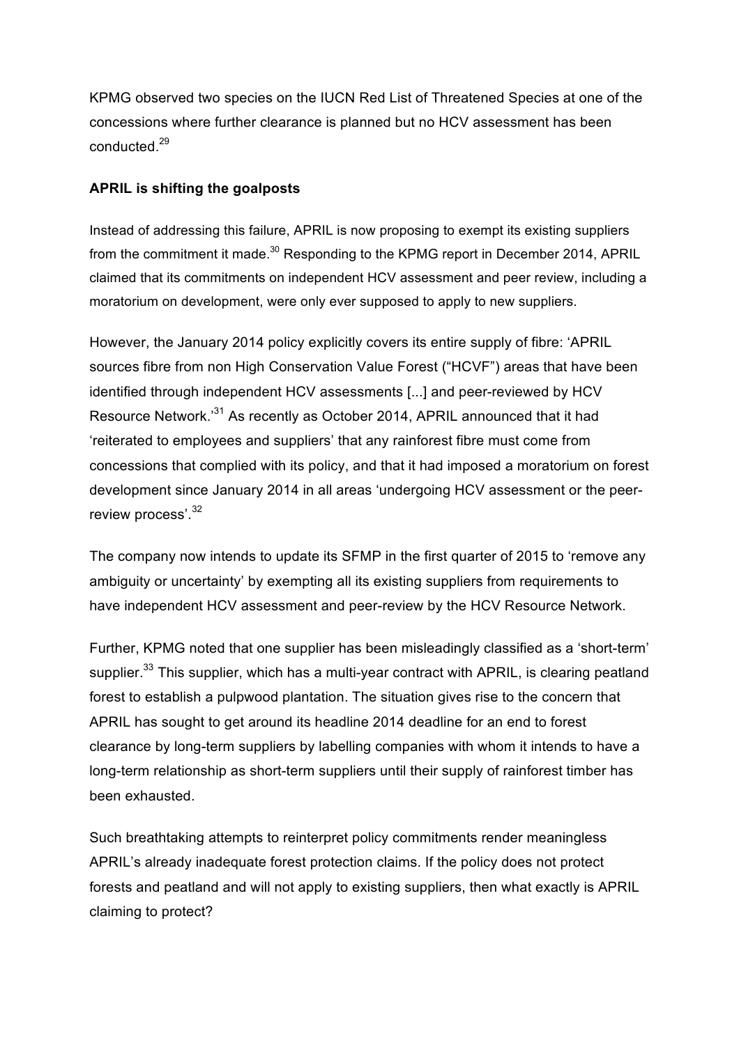KPMG observed two species on the IUCN Red List of Threatened Species at one of the concessions where further clearance is planned but no HCV assessment has been conducted.[29]

**APRIL is shifting the goalposts**

Instead of addressing this failure, APRIL is now proposing to exempt its existing suppliers from the commitment it made.[30] Responding to the KPMG report in December 2014, APRIL claimed that its commitments on independent HCV assessment and peer review, including a moratorium on development, were only ever supposed to apply to new suppliers.

However, the January 2014 policy explicitly covers its entire supply of fibre: 'APRIL sources fibre from non High Conservation Value Forest ("HCVF") areas that have been identified through independent HCV assessments [...] and peer-reviewed by HCV Resource Network.'[31] As recently as October 2014, APRIL announced that it had 'reiterated to employees and suppliers' that any rainforest fibre must come from concessions that complied with its policy, and that it had imposed a moratorium on forest development since January 2014 in all areas 'undergoing HCV assessment or the peer-review process'.[32]

The company now intends to update its SFMP in the first quarter of 2015 to 'remove any ambiguity or uncertainty' by exempting all its existing suppliers from requirements to have independent HCV assessment and peer-review by the HCV Resource Network.

Further, KPMG noted that one supplier has been misleadingly classified as a 'short-term' supplier.[33] This supplier, which has a multi-year contract with APRIL, is clearing peatland forest to establish a pulpwood plantation. The situation gives rise to the concern that APRIL has sought to get around its headline 2014 deadline for an end to forest clearance by long-term suppliers by labelling companies with whom it intends to have a long-term relationship as short-term suppliers until their supply of rainforest timber has been exhausted.

Such breathtaking attempts to reinterpret policy commitments render meaningless APRIL's already inadequate forest protection claims. If the policy does not protect forests and peatland and will not apply to existing suppliers, then what exactly is APRIL claiming to protect?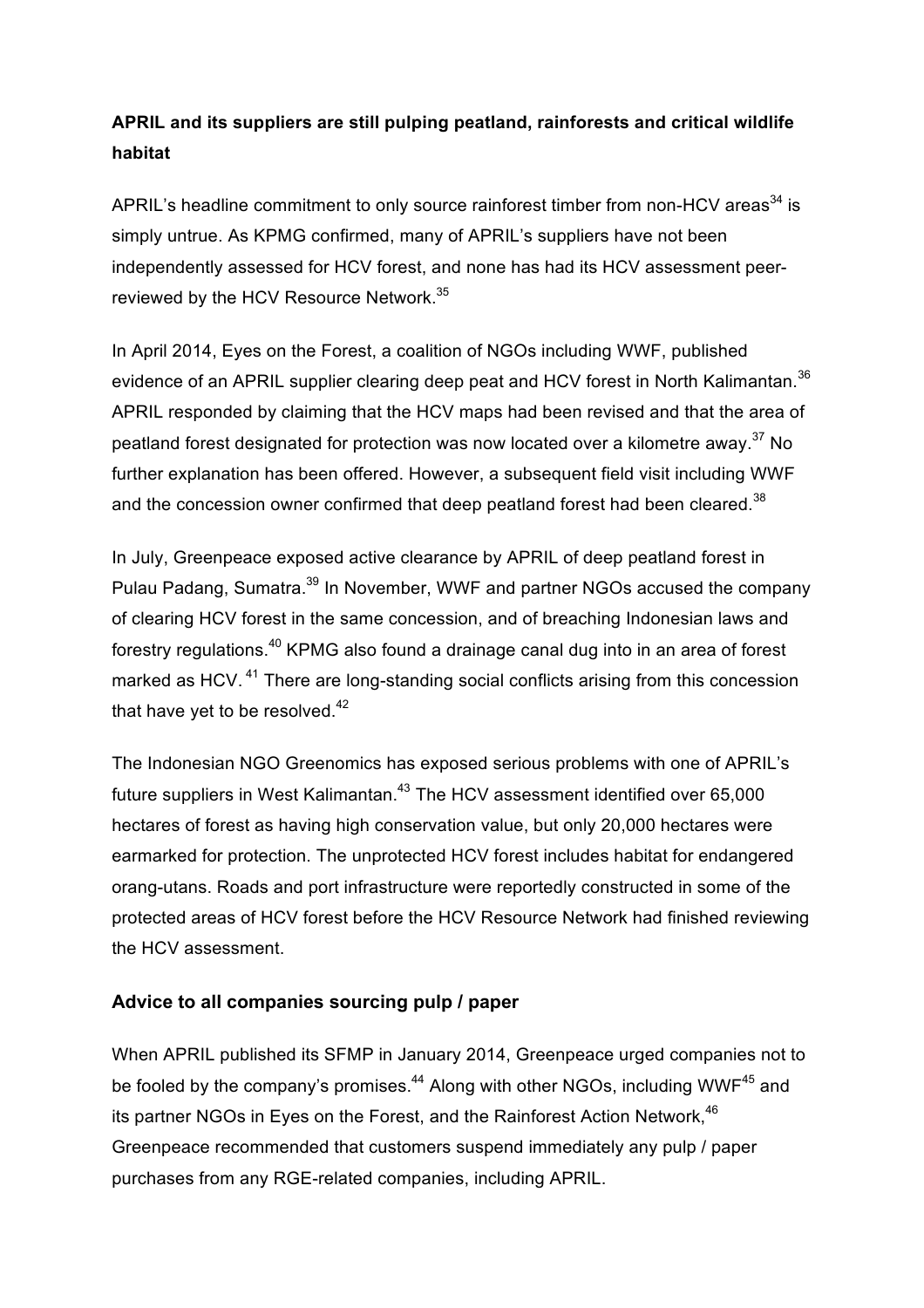**APRIL and its suppliers are still pulping peatland, rainforests and critical wildlife habitat**

APRIL's headline commitment to only source rainforest timber from non-HCV areas[34] is simply untrue. As KPMG confirmed, many of APRIL's suppliers have not been independently assessed for HCV forest, and none has had its HCV assessment peer-reviewed by the HCV Resource Network.[35]

In April 2014, Eyes on the Forest, a coalition of NGOs including WWF, published evidence of an APRIL supplier clearing deep peat and HCV forest in North Kalimantan.[36] APRIL responded by claiming that the HCV maps had been revised and that the area of peatland forest designated for protection was now located over a kilometre away.[37] No further explanation has been offered. However, a subsequent field visit including WWF and the concession owner confirmed that deep peatland forest had been cleared.[38]

In July, Greenpeace exposed active clearance by APRIL of deep peatland forest in Pulau Padang, Sumatra.[39] In November, WWF and partner NGOs accused the company of clearing HCV forest in the same concession, and of breaching Indonesian laws and forestry regulations.[40] KPMG also found a drainage canal dug into in an area of forest marked as HCV.[41] There are long-standing social conflicts arising from this concession that have yet to be resolved.[42]

The Indonesian NGO Greenomics has exposed serious problems with one of APRIL's future suppliers in West Kalimantan.[43] The HCV assessment identified over 65,000 hectares of forest as having high conservation value, but only 20,000 hectares were earmarked for protection. The unprotected HCV forest includes habitat for endangered orang-utans. Roads and port infrastructure were reportedly constructed in some of the protected areas of HCV forest before the HCV Resource Network had finished reviewing the HCV assessment.

**Advice to all companies sourcing pulp / paper**

When APRIL published its SFMP in January 2014, Greenpeace urged companies not to be fooled by the company's promises.[44] Along with other NGOs, including WWF[45] and its partner NGOs in Eyes on the Forest, and the Rainforest Action Network,[46] Greenpeace recommended that customers suspend immediately any pulp / paper purchases from any RGE-related companies, including APRIL.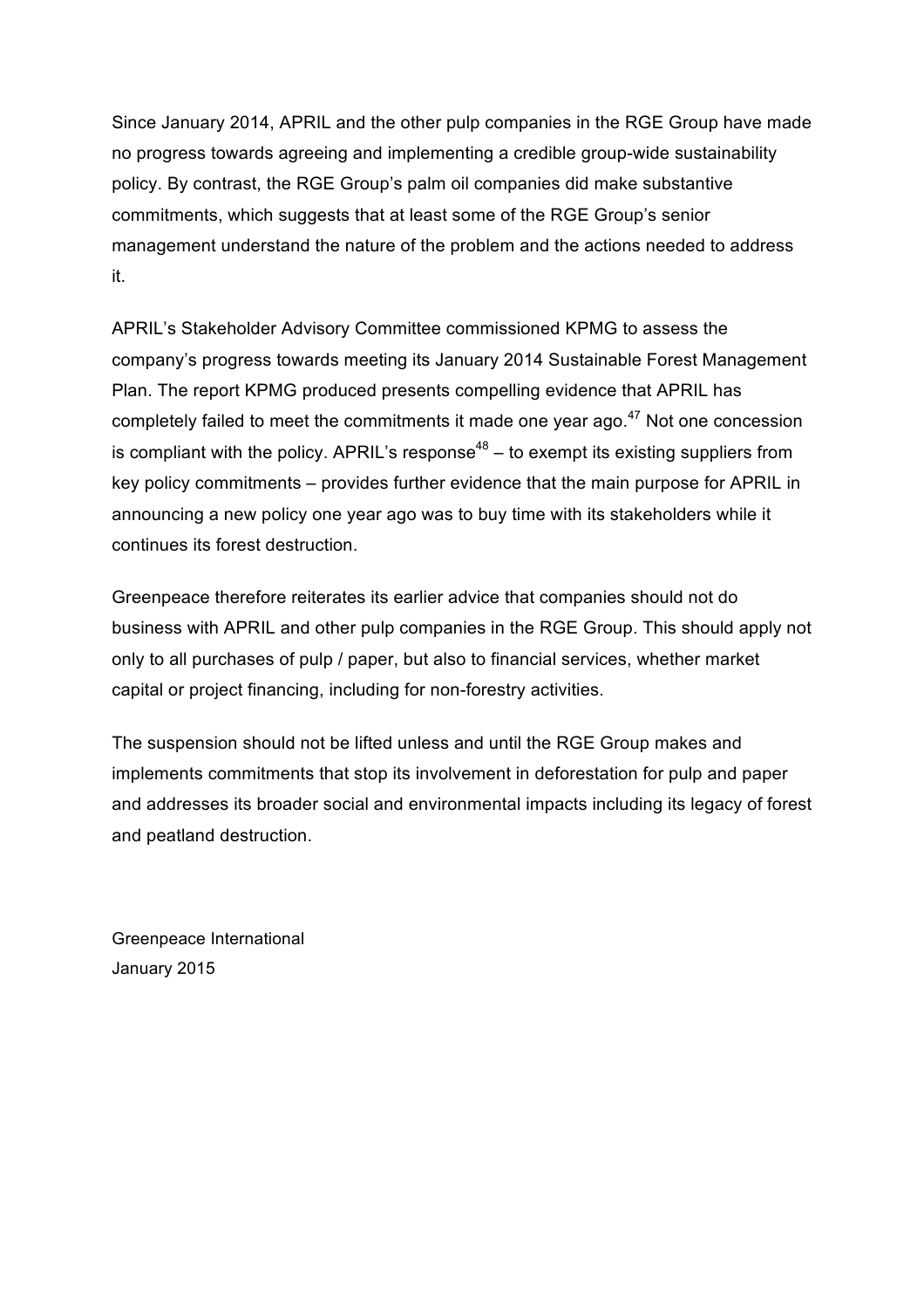Since January 2014, APRIL and the other pulp companies in the RGE Group have made no progress towards agreeing and implementing a credible group-wide sustainability policy. By contrast, the RGE Group's palm oil companies did make substantive commitments, which suggests that at least some of the RGE Group's senior management understand the nature of the problem and the actions needed to address it.

APRIL's Stakeholder Advisory Committee commissioned KPMG to assess the company's progress towards meeting its January 2014 Sustainable Forest Management Plan. The report KPMG produced presents compelling evidence that APRIL has completely failed to meet the commitments it made one year ago.[47] Not one concession is compliant with the policy. APRIL's response[48] – to exempt its existing suppliers from key policy commitments – provides further evidence that the main purpose for APRIL in announcing a new policy one year ago was to buy time with its stakeholders while it continues its forest destruction.

Greenpeace therefore reiterates its earlier advice that companies should not do business with APRIL and other pulp companies in the RGE Group. This should apply not only to all purchases of pulp / paper, but also to financial services, whether market capital or project financing, including for non-forestry activities.

The suspension should not be lifted unless and until the RGE Group makes and implements commitments that stop its involvement in deforestation for pulp and paper and addresses its broader social and environmental impacts including its legacy of forest and peatland destruction.

Greenpeace International
January 2015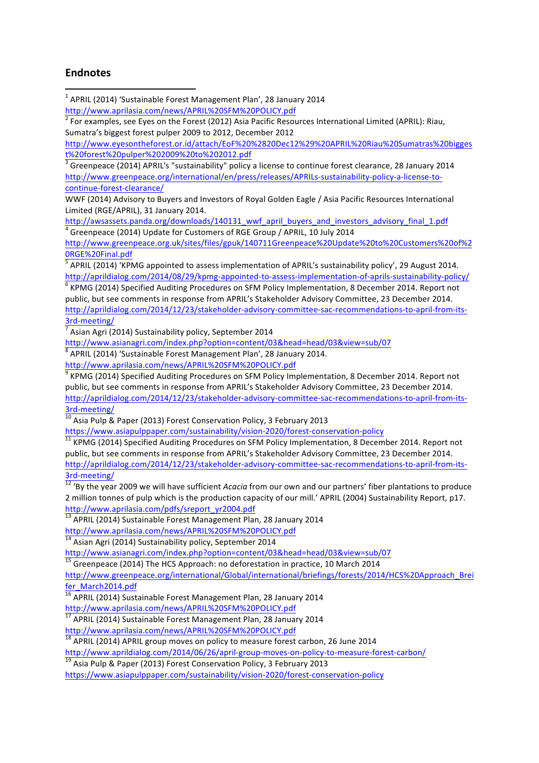## Endnotes

[1] APRIL (2014) 'Sustainable Forest Management Plan', 28 January 2014
http://www.aprilasia.com/news/APRIL%20SFM%20POLICY.pdf

[2] For examples, see Eyes on the Forest (2012) Asia Pacific Resources International Limited (APRIL): Riau, Sumatra's biggest forest pulper 2009 to 2012, December 2012
http://www.eyesontheforest.or.id/attach/EoF%20%28Dec12%29%20APRIL%20Riau%20Sumatras%20biggest%20forest%20pulper%202009%20to%202012.pdf

[3] Greenpeace (2014) APRIL's "sustainability" policy a license to continue forest clearance, 28 January 2014
http://www.greenpeace.org/international/en/press/releases/APRILs-sustainability-policy-a-license-to-continue-forest-clearance/
WWF (2014) Advisory to Buyers and Investors of Royal Golden Eagle / Asia Pacific Resources International Limited (RGE/APRIL), 31 January 2014.
http://awsassets.panda.org/downloads/140131_wwf_april_buyers_and_investors_advisory_final_1.pdf

[4] Greenpeace (2014) Update for Customers of RGE Group / APRIL, 10 July 2014
http://www.greenpeace.org.uk/sites/files/gpuk/140711Greenpeace%20Update%20to%20Customers%20of%20RGE%20Final.pdf

[5] APRIL (2014) 'KPMG appointed to assess implementation of APRIL's sustainability policy', 29 August 2014.
http://aprildialog.com/2014/08/29/kpmg-appointed-to-assess-implementation-of-aprils-sustainability-policy/

[6] KPMG (2014) Specified Auditing Procedures on SFM Policy Implementation, 8 December 2014. Report not public, but see comments in response from APRIL's Stakeholder Advisory Committee, 23 December 2014.
http://aprildialog.com/2014/12/23/stakeholder-advisory-committee-sac-recommendations-to-april-from-its-3rd-meeting/

[7] Asian Agri (2014) Sustainability policy, September 2014
http://www.asianagri.com/index.php?option=content/03&head=head/03&view=sub/07

[8] APRIL (2014) 'Sustainable Forest Management Plan', 28 January 2014.
http://www.aprilasia.com/news/APRIL%20SFM%20POLICY.pdf

[9] KPMG (2014) Specified Auditing Procedures on SFM Policy Implementation, 8 December 2014. Report not public, but see comments in response from APRIL's Stakeholder Advisory Committee, 23 December 2014.
http://aprildialog.com/2014/12/23/stakeholder-advisory-committee-sac-recommendations-to-april-from-its-3rd-meeting/

[10] Asia Pulp & Paper (2013) Forest Conservation Policy, 3 February 2013
https://www.asiapulppaper.com/sustainability/vision-2020/forest-conservation-policy

[11] KPMG (2014) Specified Auditing Procedures on SFM Policy Implementation, 8 December 2014. Report not public, but see comments in response from APRIL's Stakeholder Advisory Committee, 23 December 2014.
http://aprildialog.com/2014/12/23/stakeholder-advisory-committee-sac-recommendations-to-april-from-its-3rd-meeting/

[12] 'By the year 2009 we will have sufficient *Acacia* from our own and our partners' fiber plantations to produce 2 million tonnes of pulp which is the production capacity of our mill.' APRIL (2004) Sustainability Report, p17.
http://www.aprilasia.com/pdfs/sreport_yr2004.pdf

[13] APRIL (2014) Sustainable Forest Management Plan, 28 January 2014
http://www.aprilasia.com/news/APRIL%20SFM%20POLICY.pdf

[14] Asian Agri (2014) Sustainability policy, September 2014
http://www.asianagri.com/index.php?option=content/03&head=head/03&view=sub/07

[15] Greenpeace (2014) The HCS Approach: no deforestation in practice, 10 March 2014
http://www.greenpeace.org/international/Global/international/briefings/forests/2014/HCS%20Approach_Breifer_March2014.pdf

[16] APRIL (2014) Sustainable Forest Management Plan, 28 January 2014
http://www.aprilasia.com/news/APRIL%20SFM%20POLICY.pdf

[17] APRIL (2014) Sustainable Forest Management Plan, 28 January 2014
http://www.aprilasia.com/news/APRIL%20SFM%20POLICY.pdf

[18] APRIL (2014) APRIL group moves on policy to measure forest carbon, 26 June 2014
http://www.aprildialog.com/2014/06/26/april-group-moves-on-policy-to-measure-forest-carbon/

[19] Asia Pulp & Paper (2013) Forest Conservation Policy, 3 February 2013
https://www.asiapulppaper.com/sustainability/vision-2020/forest-conservation-policy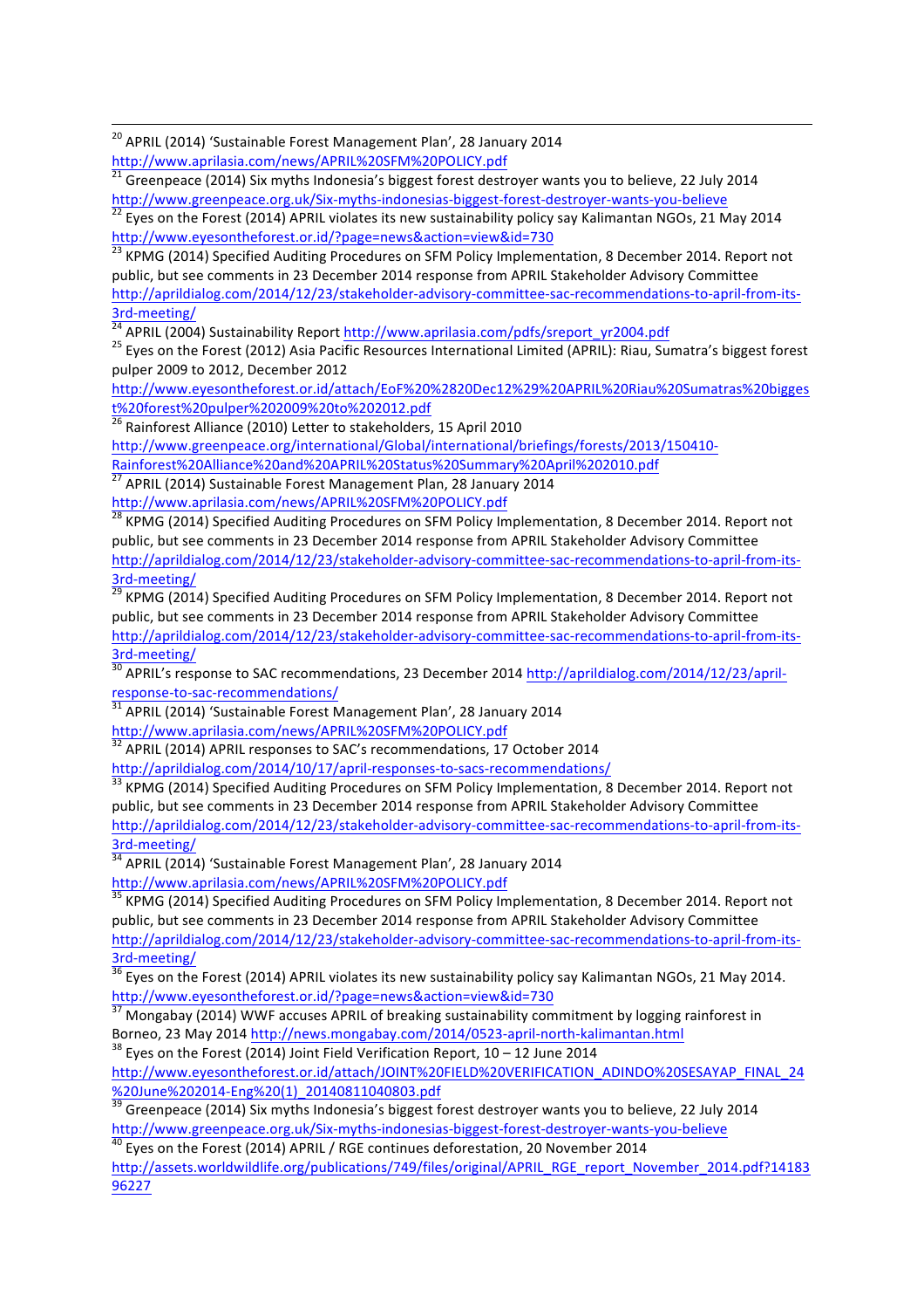[20] APRIL (2014) 'Sustainable Forest Management Plan', 28 January 2014 http://www.aprilasia.com/news/APRIL%20SFM%20POLICY.pdf

[21] Greenpeace (2014) Six myths Indonesia's biggest forest destroyer wants you to believe, 22 July 2014 http://www.greenpeace.org.uk/Six-myths-indonesias-biggest-forest-destroyer-wants-you-believe

[22] Eyes on the Forest (2014) APRIL violates its new sustainability policy say Kalimantan NGOs, 21 May 2014 http://www.eyesontheforest.or.id/?page=news&action=view&id=730

[23] KPMG (2014) Specified Auditing Procedures on SFM Policy Implementation, 8 December 2014. Report not public, but see comments in 23 December 2014 response from APRIL Stakeholder Advisory Committee http://aprildialog.com/2014/12/23/stakeholder-advisory-committee-sac-recommendations-to-april-from-its-3rd-meeting/

[24] APRIL (2004) Sustainability Report http://www.aprilasia.com/pdfs/sreport_yr2004.pdf

[25] Eyes on the Forest (2012) Asia Pacific Resources International Limited (APRIL): Riau, Sumatra's biggest forest pulper 2009 to 2012, December 2012 http://www.eyesontheforest.or.id/attach/EoF%20%2820Dec12%29%20APRIL%20Riau%20Sumatras%20biggest%20forest%20pulper%202009%20to%202012.pdf

[26] Rainforest Alliance (2010) Letter to stakeholders, 15 April 2010 http://www.greenpeace.org/international/Global/international/briefings/forests/2013/150410-Rainforest%20Alliance%20and%20APRIL%20Status%20Summary%20April%202010.pdf

[27] APRIL (2014) Sustainable Forest Management Plan, 28 January 2014 http://www.aprilasia.com/news/APRIL%20SFM%20POLICY.pdf

[28] KPMG (2014) Specified Auditing Procedures on SFM Policy Implementation, 8 December 2014. Report not public, but see comments in 23 December 2014 response from APRIL Stakeholder Advisory Committee http://aprildialog.com/2014/12/23/stakeholder-advisory-committee-sac-recommendations-to-april-from-its-3rd-meeting/

[29] KPMG (2014) Specified Auditing Procedures on SFM Policy Implementation, 8 December 2014. Report not public, but see comments in 23 December 2014 response from APRIL Stakeholder Advisory Committee http://aprildialog.com/2014/12/23/stakeholder-advisory-committee-sac-recommendations-to-april-from-its-3rd-meeting/

[30] APRIL's response to SAC recommendations, 23 December 2014 http://aprildialog.com/2014/12/23/april-response-to-sac-recommendations/

[31] APRIL (2014) 'Sustainable Forest Management Plan', 28 January 2014 http://www.aprilasia.com/news/APRIL%20SFM%20POLICY.pdf

[32] APRIL (2014) APRIL responses to SAC's recommendations, 17 October 2014 http://aprildialog.com/2014/10/17/april-responses-to-sacs-recommendations/

[33] KPMG (2014) Specified Auditing Procedures on SFM Policy Implementation, 8 December 2014. Report not public, but see comments in 23 December 2014 response from APRIL Stakeholder Advisory Committee http://aprildialog.com/2014/12/23/stakeholder-advisory-committee-sac-recommendations-to-april-from-its-3rd-meeting/

[34] APRIL (2014) 'Sustainable Forest Management Plan', 28 January 2014 http://www.aprilasia.com/news/APRIL%20SFM%20POLICY.pdf

[35] KPMG (2014) Specified Auditing Procedures on SFM Policy Implementation, 8 December 2014. Report not public, but see comments in 23 December 2014 response from APRIL Stakeholder Advisory Committee http://aprildialog.com/2014/12/23/stakeholder-advisory-committee-sac-recommendations-to-april-from-its-3rd-meeting/

[36] Eyes on the Forest (2014) APRIL violates its new sustainability policy say Kalimantan NGOs, 21 May 2014. http://www.eyesontheforest.or.id/?page=news&action=view&id=730

[37] Mongabay (2014) WWF accuses APRIL of breaking sustainability commitment by logging rainforest in Borneo, 23 May 2014 http://news.mongabay.com/2014/0523-april-north-kalimantan.html

[38] Eyes on the Forest (2014) Joint Field Verification Report, 10 – 12 June 2014 http://www.eyesontheforest.or.id/attach/JOINT%20FIELD%20VERIFICATION_ADINDO%20SESAYAP_FINAL_24%20June%202014-Eng%20(1)_20140811040803.pdf

[39] Greenpeace (2014) Six myths Indonesia's biggest forest destroyer wants you to believe, 22 July 2014 http://www.greenpeace.org.uk/Six-myths-indonesias-biggest-forest-destroyer-wants-you-believe

[40] Eyes on the Forest (2014) APRIL / RGE continues deforestation, 20 November 2014 http://assets.worldwildlife.org/publications/749/files/original/APRIL_RGE_report_November_2014.pdf?1418396227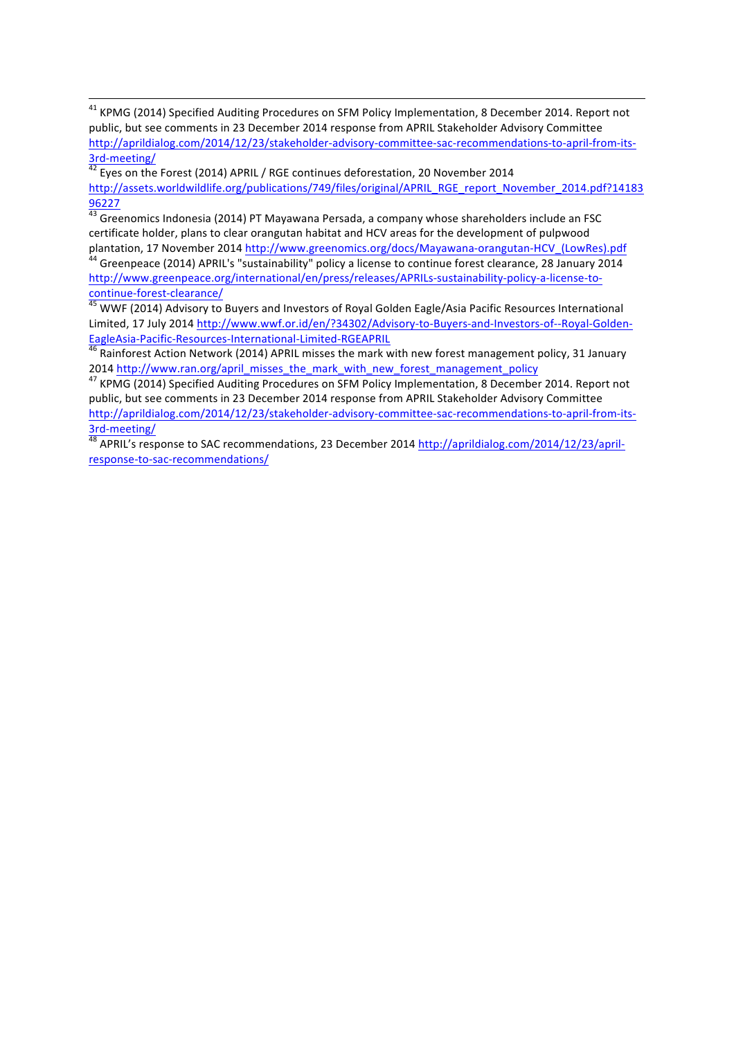[41] KPMG (2014) Specified Auditing Procedures on SFM Policy Implementation, 8 December 2014. Report not public, but see comments in 23 December 2014 response from APRIL Stakeholder Advisory Committee http://aprildialog.com/2014/12/23/stakeholder-advisory-committee-sac-recommendations-to-april-from-its-3rd-meeting/

[42] Eyes on the Forest (2014) APRIL / RGE continues deforestation, 20 November 2014 http://assets.worldwildlife.org/publications/749/files/original/APRIL_RGE_report_November_2014.pdf?1418396227

[43] Greenomics Indonesia (2014) PT Mayawana Persada, a company whose shareholders include an FSC certificate holder, plans to clear orangutan habitat and HCV areas for the development of pulpwood plantation, 17 November 2014 http://www.greenomics.org/docs/Mayawana-orangutan-HCV_(LowRes).pdf

[44] Greenpeace (2014) APRIL's "sustainability" policy a license to continue forest clearance, 28 January 2014 http://www.greenpeace.org/international/en/press/releases/APRILs-sustainability-policy-a-license-to-continue-forest-clearance/

[45] WWF (2014) Advisory to Buyers and Investors of Royal Golden Eagle/Asia Pacific Resources International Limited, 17 July 2014 http://www.wwf.or.id/en/?34302/Advisory-to-Buyers-and-Investors-of--Royal-Golden-EagleAsia-Pacific-Resources-International-Limited-RGEAPRIL

[46] Rainforest Action Network (2014) APRIL misses the mark with new forest management policy, 31 January 2014 http://www.ran.org/april_misses_the_mark_with_new_forest_management_policy

[47] KPMG (2014) Specified Auditing Procedures on SFM Policy Implementation, 8 December 2014. Report not public, but see comments in 23 December 2014 response from APRIL Stakeholder Advisory Committee http://aprildialog.com/2014/12/23/stakeholder-advisory-committee-sac-recommendations-to-april-from-its-3rd-meeting/

[48] APRIL's response to SAC recommendations, 23 December 2014 http://aprildialog.com/2014/12/23/april-response-to-sac-recommendations/